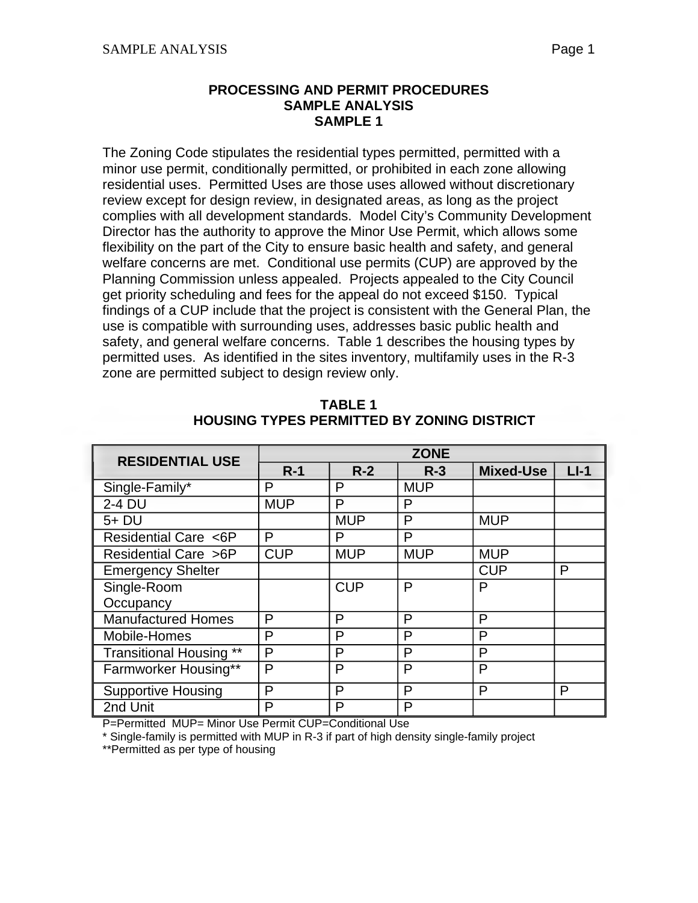# PROCESSING AND PERMIT PROCEDURES
## SAMPLE ANALYSIS
## SAMPLE 1

The Zoning Code stipulates the residential types permitted, permitted with a minor use permit, conditionally permitted, or prohibited in each zone allowing residential uses. Permitted Uses are those uses allowed without discretionary review except for design review, in designated areas, as long as the project complies with all development standards. Model City's Community Development Director has the authority to approve the Minor Use Permit, which allows some flexibility on the part of the City to ensure basic health and safety, and general welfare concerns are met. Conditional use permits (CUP) are approved by the Planning Commission unless appealed. Projects appealed to the City Council get priority scheduling and fees for the appeal do not exceed $150. Typical findings of a CUP include that the project is consistent with the General Plan, the use is compatible with surrounding uses, addresses basic public health and safety, and general welfare concerns. Table 1 describes the housing types by permitted uses. As identified in the sites inventory, multifamily uses in the R-3 zone are permitted subject to design review only.

**TABLE 1**
**HOUSING TYPES PERMITTED BY ZONING DISTRICT**

| RESIDENTIAL USE | ZONE | | | | |
|---|---|---|---|---|---|
| | R-1 | R-2 | R-3 | Mixed-Use | LI-1 |
| Single-Family* | P | P | MUP | | |
| 2-4 DU | MUP | P | P | | |
| 5+ DU | | MUP | P | MUP | |
| Residential Care <6P | P | P | P | | |
| Residential Care >6P | CUP | MUP | MUP | MUP | |
| Emergency Shelter | | | | CUP | P |
| Single-Room Occupancy | | CUP | P | P | |
| Manufactured Homes | P | P | P | P | |
| Mobile-Homes | P | P | P | P | |
| Transitional Housing ** | P | P | P | P | |
| Farmworker Housing** | P | P | P | P | |
| Supportive Housing | P | P | P | P | P |
| 2nd Unit | P | P | P | | |

P=Permitted MUP= Minor Use Permit CUP=Conditional Use

* Single-family is permitted with MUP in R-3 if part of high density single-family project

**Permitted as per type of housing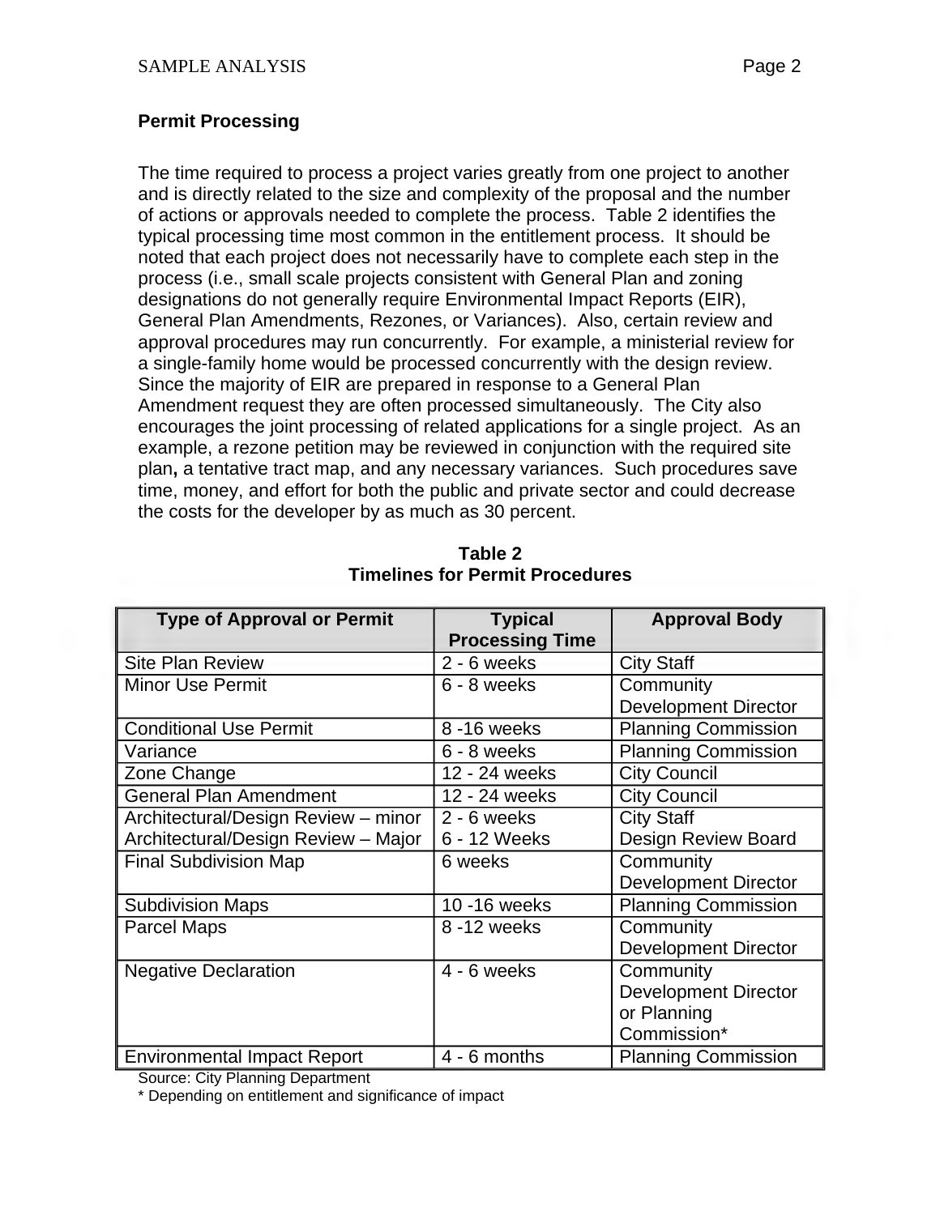## Permit Processing

The time required to process a project varies greatly from one project to another and is directly related to the size and complexity of the proposal and the number of actions or approvals needed to complete the process. Table 2 identifies the typical processing time most common in the entitlement process. It should be noted that each project does not necessarily have to complete each step in the process (i.e., small scale projects consistent with General Plan and zoning designations do not generally require Environmental Impact Reports (EIR), General Plan Amendments, Rezones, or Variances). Also, certain review and approval procedures may run concurrently. For example, a ministerial review for a single-family home would be processed concurrently with the design review. Since the majority of EIR are prepared in response to a General Plan Amendment request they are often processed simultaneously. The City also encourages the joint processing of related applications for a single project. As an example, a rezone petition may be reviewed in conjunction with the required site plan**,** a tentative tract map, and any necessary variances. Such procedures save time, money, and effort for both the public and private sector and could decrease the costs for the developer by as much as 30 percent.

**Table 2**
**Timelines for Permit Procedures**

| Type of Approval or Permit | Typical Processing Time | Approval Body |
|---|---|---|
| Site Plan Review | 2 - 6 weeks | City Staff |
| Minor Use Permit | 6 - 8 weeks | Community Development Director |
| Conditional Use Permit | 8 -16 weeks | Planning Commission |
| Variance | 6 - 8 weeks | Planning Commission |
| Zone Change | 12 - 24 weeks | City Council |
| General Plan Amendment | 12 - 24 weeks | City Council |
| Architectural/Design Review – minor<br>Architectural/Design Review – Major | 2 - 6 weeks<br>6 - 12 Weeks | City Staff<br>Design Review Board |
| Final Subdivision Map | 6 weeks | Community Development Director |
| Subdivision Maps | 10 -16 weeks | Planning Commission |
| Parcel Maps | 8 -12 weeks | Community Development Director |
| Negative Declaration | 4 - 6 weeks | Community Development Director or Planning Commission* |
| Environmental Impact Report | 4 - 6 months | Planning Commission |

Source: City Planning Department

* Depending on entitlement and significance of impact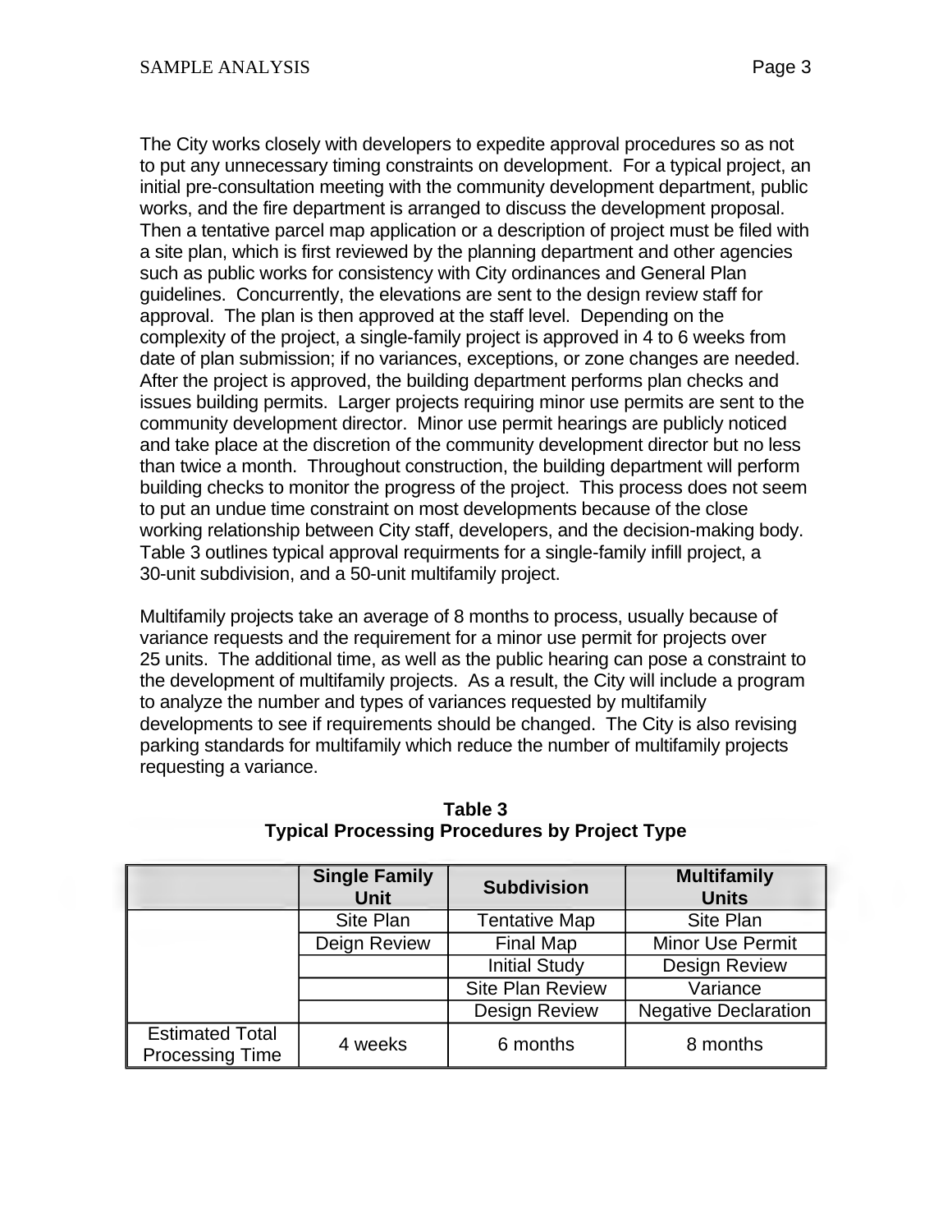The City works closely with developers to expedite approval procedures so as not to put any unnecessary timing constraints on development. For a typical project, an initial pre-consultation meeting with the community development department, public works, and the fire department is arranged to discuss the development proposal. Then a tentative parcel map application or a description of project must be filed with a site plan, which is first reviewed by the planning department and other agencies such as public works for consistency with City ordinances and General Plan guidelines. Concurrently, the elevations are sent to the design review staff for approval. The plan is then approved at the staff level. Depending on the complexity of the project, a single-family project is approved in 4 to 6 weeks from date of plan submission; if no variances, exceptions, or zone changes are needed. After the project is approved, the building department performs plan checks and issues building permits. Larger projects requiring minor use permits are sent to the community development director. Minor use permit hearings are publicly noticed and take place at the discretion of the community development director but no less than twice a month. Throughout construction, the building department will perform building checks to monitor the progress of the project. This process does not seem to put an undue time constraint on most developments because of the close working relationship between City staff, developers, and the decision-making body. Table 3 outlines typical approval requirments for a single-family infill project, a 30-unit subdivision, and a 50-unit multifamily project.

Multifamily projects take an average of 8 months to process, usually because of variance requests and the requirement for a minor use permit for projects over 25 units. The additional time, as well as the public hearing can pose a constraint to the development of multifamily projects. As a result, the City will include a program to analyze the number and types of variances requested by multifamily developments to see if requirements should be changed. The City is also revising parking standards for multifamily which reduce the number of multifamily projects requesting a variance.

**Table 3**
**Typical Processing Procedures by Project Type**

| | Single Family Unit | Subdivision | Multifamily Units |
|---|---|---|---|
| | Site Plan | Tentative Map | Site Plan |
| | Deign Review | Final Map | Minor Use Permit |
| | | Initial Study | Design Review |
| | | Site Plan Review | Variance |
| | | Design Review | Negative Declaration |
| Estimated Total Processing Time | 4 weeks | 6 months | 8 months |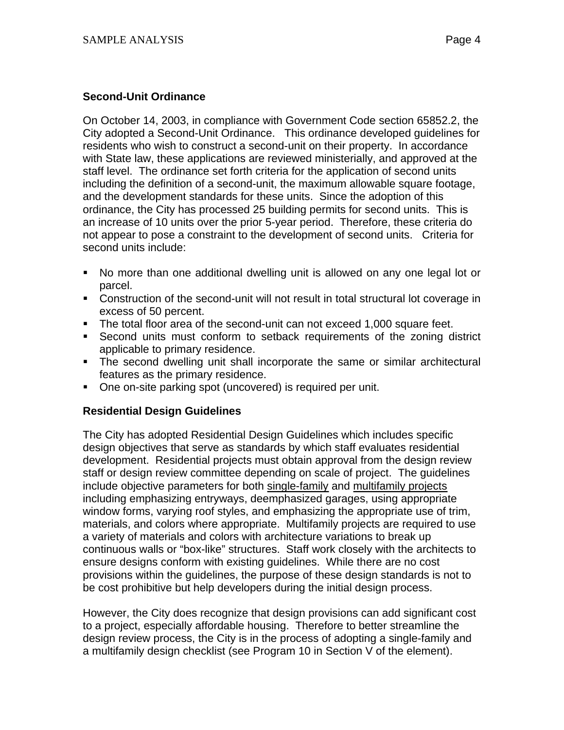**Second-Unit Ordinance**

On October 14, 2003, in compliance with Government Code section 65852.2, the City adopted a Second-Unit Ordinance. This ordinance developed guidelines for residents who wish to construct a second-unit on their property. In accordance with State law, these applications are reviewed ministerially, and approved at the staff level. The ordinance set forth criteria for the application of second units including the definition of a second-unit, the maximum allowable square footage, and the development standards for these units. Since the adoption of this ordinance, the City has processed 25 building permits for second units. This is an increase of 10 units over the prior 5-year period. Therefore, these criteria do not appear to pose a constraint to the development of second units. Criteria for second units include:

- No more than one additional dwelling unit is allowed on any one legal lot or parcel.
- Construction of the second-unit will not result in total structural lot coverage in excess of 50 percent.
- The total floor area of the second-unit can not exceed 1,000 square feet.
- Second units must conform to setback requirements of the zoning district applicable to primary residence.
- The second dwelling unit shall incorporate the same or similar architectural features as the primary residence.
- One on-site parking spot (uncovered) is required per unit.

**Residential Design Guidelines**

The City has adopted Residential Design Guidelines which includes specific design objectives that serve as standards by which staff evaluates residential development. Residential projects must obtain approval from the design review staff or design review committee depending on scale of project. The guidelines include objective parameters for both single-family and multifamily projects including emphasizing entryways, deemphasized garages, using appropriate window forms, varying roof styles, and emphasizing the appropriate use of trim, materials, and colors where appropriate. Multifamily projects are required to use a variety of materials and colors with architecture variations to break up continuous walls or "box-like" structures. Staff work closely with the architects to ensure designs conform with existing guidelines. While there are no cost provisions within the guidelines, the purpose of these design standards is not to be cost prohibitive but help developers during the initial design process.

However, the City does recognize that design provisions can add significant cost to a project, especially affordable housing. Therefore to better streamline the design review process, the City is in the process of adopting a single-family and a multifamily design checklist (see Program 10 in Section V of the element).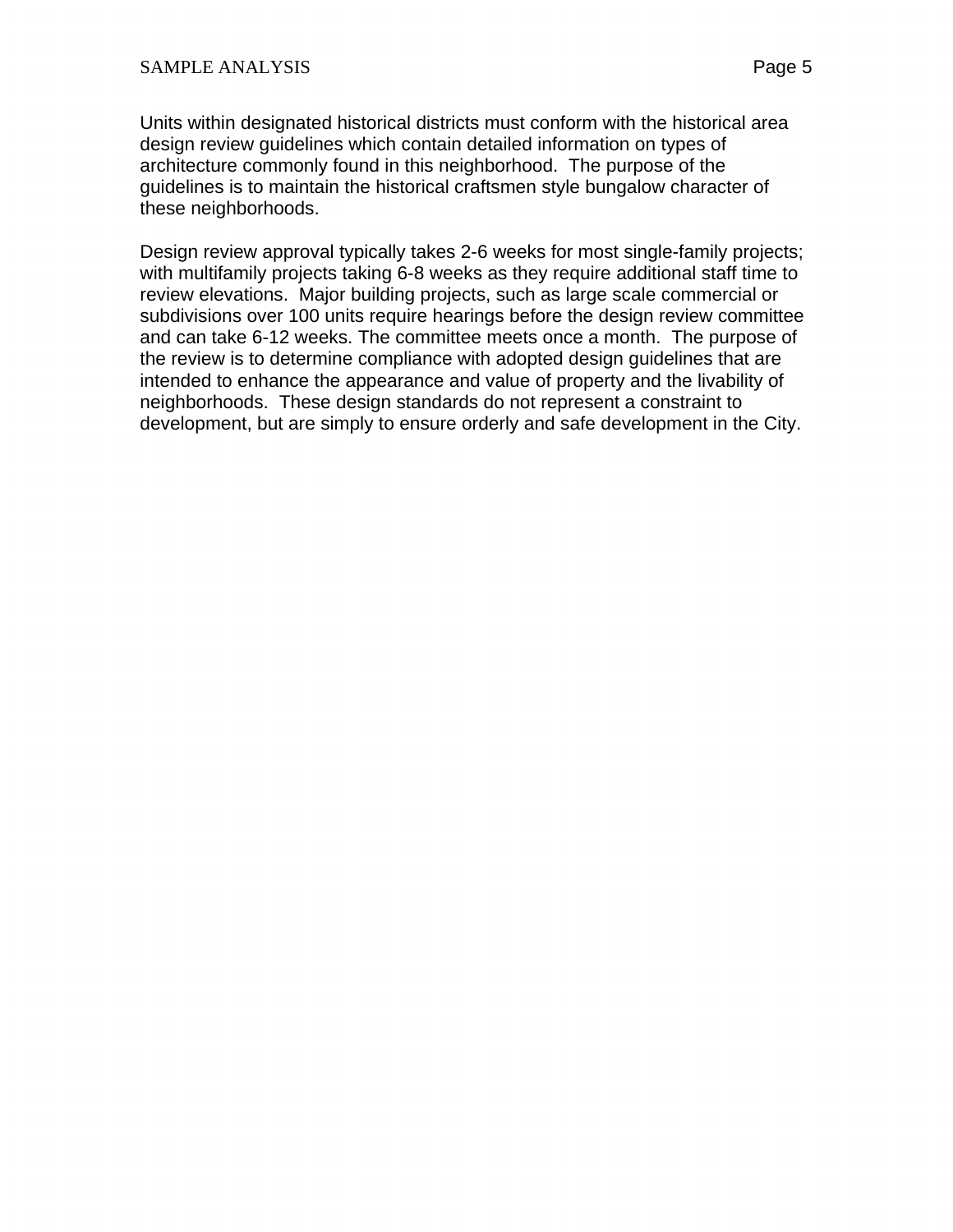Units within designated historical districts must conform with the historical area design review guidelines which contain detailed information on types of architecture commonly found in this neighborhood.  The purpose of the guidelines is to maintain the historical craftsmen style bungalow character of these neighborhoods.

Design review approval typically takes 2-6 weeks for most single-family projects; with multifamily projects taking 6-8 weeks as they require additional staff time to review elevations.  Major building projects, such as large scale commercial or subdivisions over 100 units require hearings before the design review committee and can take 6-12 weeks. The committee meets once a month.  The purpose of the review is to determine compliance with adopted design guidelines that are intended to enhance the appearance and value of property and the livability of neighborhoods.  These design standards do not represent a constraint to development, but are simply to ensure orderly and safe development in the City.